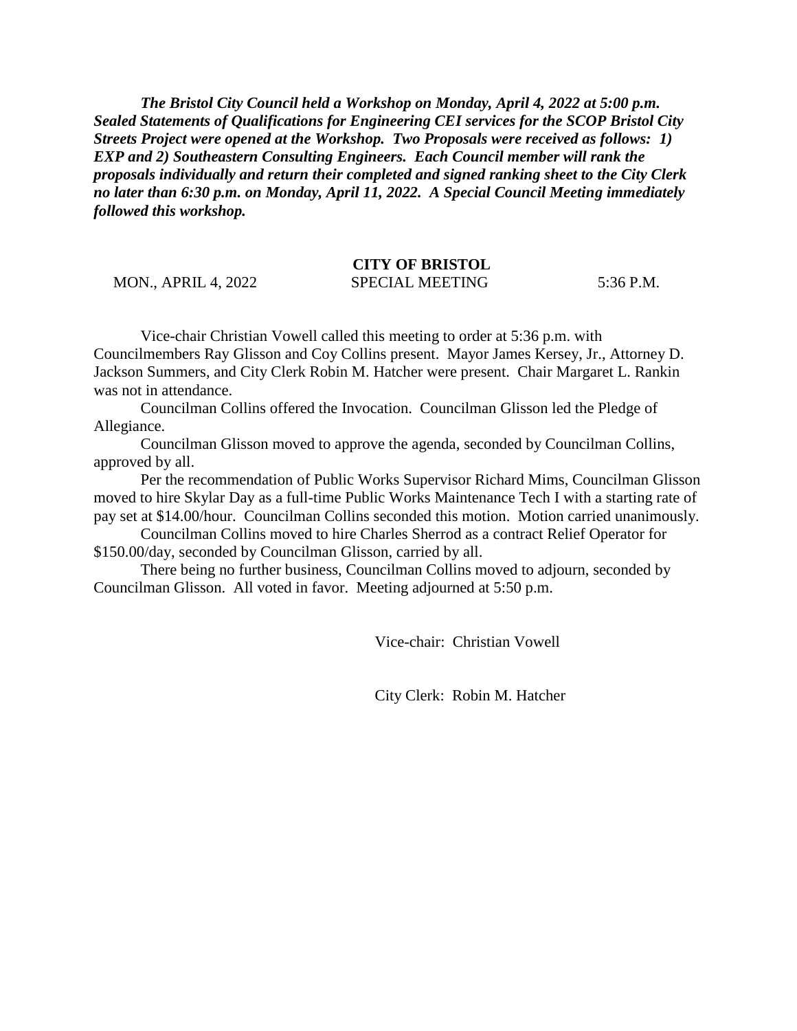***The Bristol City Council held a Workshop on Monday, April 4, 2022 at 5:00 p.m. Sealed Statements of Qualifications for Engineering CEI services for the SCOP Bristol City Streets Project were opened at the Workshop. Two Proposals were received as follows: 1) EXP and 2) Southeastern Consulting Engineers. Each Council member will rank the proposals individually and return their completed and signed ranking sheet to the City Clerk no later than 6:30 p.m. on Monday, April 11, 2022. A Special Council Meeting immediately followed this workshop.***

**CITY OF BRISTOL**

MON., APRIL 4, 2022 SPECIAL MEETING 5:36 P.M.

Vice-chair Christian Vowell called this meeting to order at 5:36 p.m. with Councilmembers Ray Glisson and Coy Collins present. Mayor James Kersey, Jr., Attorney D. Jackson Summers, and City Clerk Robin M. Hatcher were present. Chair Margaret L. Rankin was not in attendance.

Councilman Collins offered the Invocation. Councilman Glisson led the Pledge of Allegiance.

Councilman Glisson moved to approve the agenda, seconded by Councilman Collins, approved by all.

Per the recommendation of Public Works Supervisor Richard Mims, Councilman Glisson moved to hire Skylar Day as a full-time Public Works Maintenance Tech I with a starting rate of pay set at $14.00/hour. Councilman Collins seconded this motion. Motion carried unanimously.

Councilman Collins moved to hire Charles Sherrod as a contract Relief Operator for $150.00/day, seconded by Councilman Glisson, carried by all.

There being no further business, Councilman Collins moved to adjourn, seconded by Councilman Glisson. All voted in favor. Meeting adjourned at 5:50 p.m.

Vice-chair: Christian Vowell

City Clerk: Robin M. Hatcher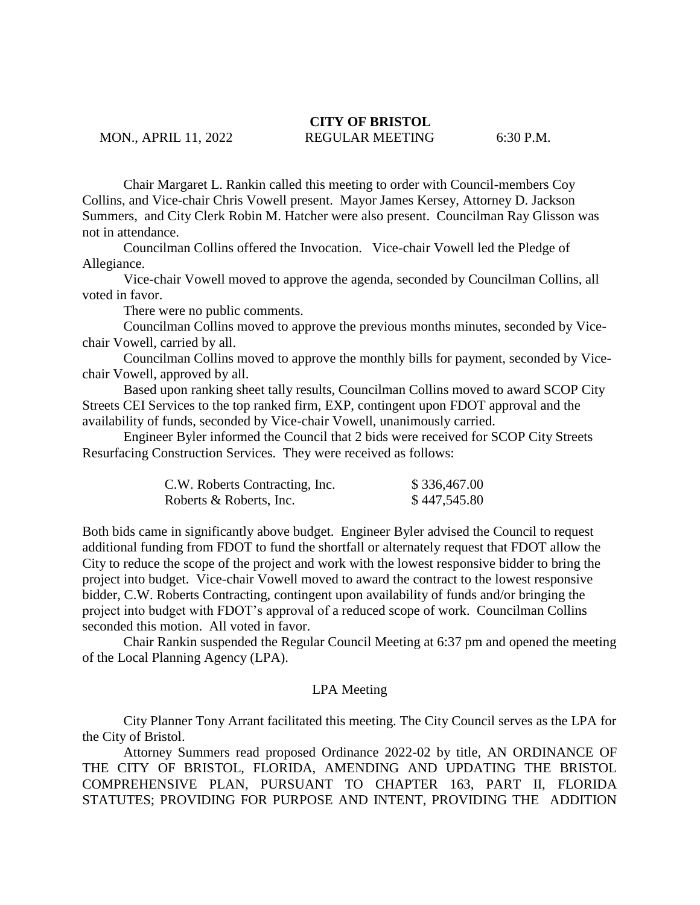# CITY OF BRISTOL

MON., APRIL 11, 2022 REGULAR MEETING 6:30 P.M.

Chair Margaret L. Rankin called this meeting to order with Council-members Coy Collins, and Vice-chair Chris Vowell present. Mayor James Kersey, Attorney D. Jackson Summers, and City Clerk Robin M. Hatcher were also present. Councilman Ray Glisson was not in attendance.

Councilman Collins offered the Invocation. Vice-chair Vowell led the Pledge of Allegiance.

Vice-chair Vowell moved to approve the agenda, seconded by Councilman Collins, all voted in favor.

There were no public comments.

Councilman Collins moved to approve the previous months minutes, seconded by Vice-chair Vowell, carried by all.

Councilman Collins moved to approve the monthly bills for payment, seconded by Vice-chair Vowell, approved by all.

Based upon ranking sheet tally results, Councilman Collins moved to award SCOP City Streets CEI Services to the top ranked firm, EXP, contingent upon FDOT approval and the availability of funds, seconded by Vice-chair Vowell, unanimously carried.

Engineer Byler informed the Council that 2 bids were received for SCOP City Streets Resurfacing Construction Services. They were received as follows:

| | |
|---|---|
| C.W. Roberts Contracting, Inc. | $ 336,467.00 |
| Roberts & Roberts, Inc. | $ 447,545.80 |

Both bids came in significantly above budget. Engineer Byler advised the Council to request additional funding from FDOT to fund the shortfall or alternately request that FDOT allow the City to reduce the scope of the project and work with the lowest responsive bidder to bring the project into budget. Vice-chair Vowell moved to award the contract to the lowest responsive bidder, C.W. Roberts Contracting, contingent upon availability of funds and/or bringing the project into budget with FDOT's approval of a reduced scope of work. Councilman Collins seconded this motion. All voted in favor.

Chair Rankin suspended the Regular Council Meeting at 6:37 pm and opened the meeting of the Local Planning Agency (LPA).

## LPA Meeting

City Planner Tony Arrant facilitated this meeting. The City Council serves as the LPA for the City of Bristol.

Attorney Summers read proposed Ordinance 2022-02 by title, AN ORDINANCE OF THE CITY OF BRISTOL, FLORIDA, AMENDING AND UPDATING THE BRISTOL COMPREHENSIVE PLAN, PURSUANT TO CHAPTER 163, PART II, FLORIDA STATUTES; PROVIDING FOR PURPOSE AND INTENT, PROVIDING THE ADDITION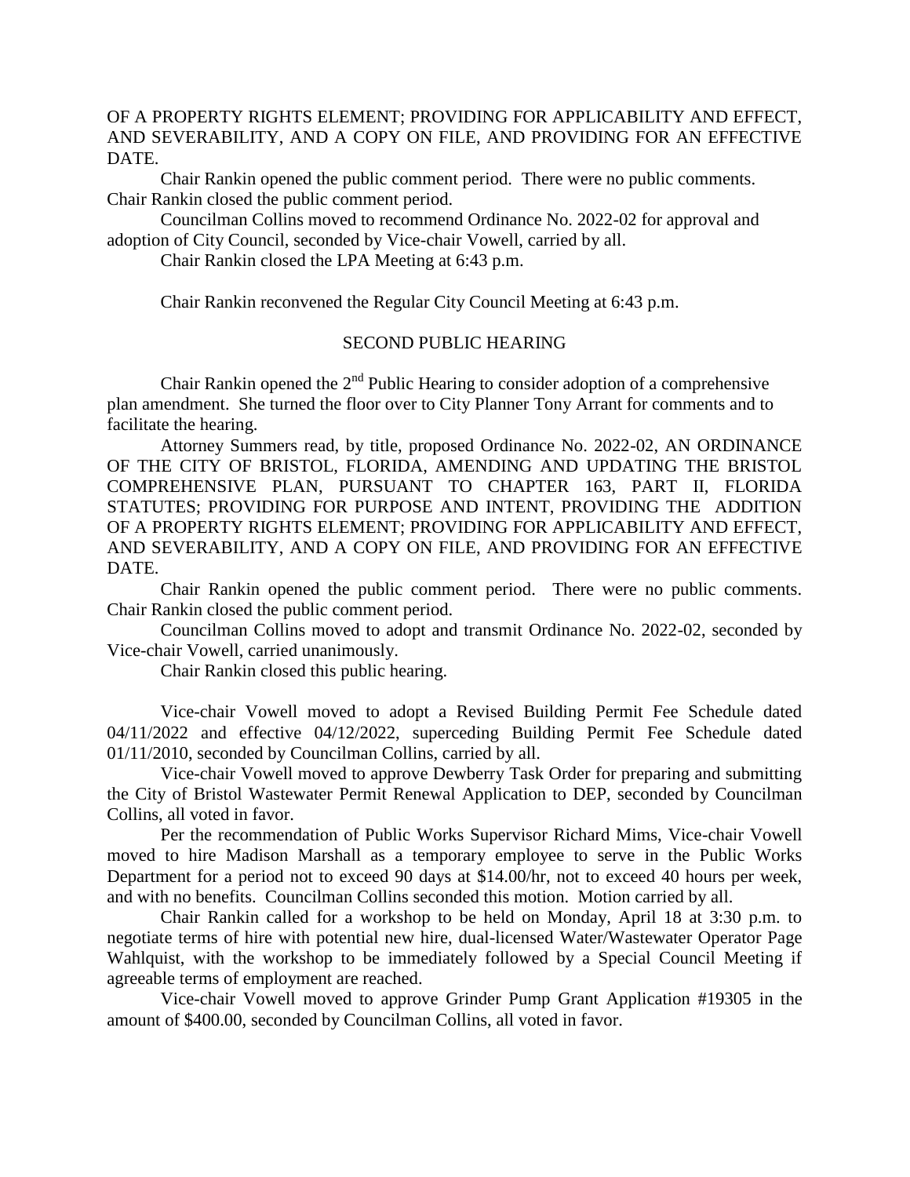OF A PROPERTY RIGHTS ELEMENT; PROVIDING FOR APPLICABILITY AND EFFECT, AND SEVERABILITY, AND A COPY ON FILE, AND PROVIDING FOR AN EFFECTIVE DATE.

Chair Rankin opened the public comment period. There were no public comments. Chair Rankin closed the public comment period.

Councilman Collins moved to recommend Ordinance No. 2022-02 for approval and adoption of City Council, seconded by Vice-chair Vowell, carried by all.

Chair Rankin closed the LPA Meeting at 6:43 p.m.

Chair Rankin reconvened the Regular City Council Meeting at 6:43 p.m.

## SECOND PUBLIC HEARING

Chair Rankin opened the 2nd Public Hearing to consider adoption of a comprehensive plan amendment. She turned the floor over to City Planner Tony Arrant for comments and to facilitate the hearing.

Attorney Summers read, by title, proposed Ordinance No. 2022-02, AN ORDINANCE OF THE CITY OF BRISTOL, FLORIDA, AMENDING AND UPDATING THE BRISTOL COMPREHENSIVE PLAN, PURSUANT TO CHAPTER 163, PART II, FLORIDA STATUTES; PROVIDING FOR PURPOSE AND INTENT, PROVIDING THE ADDITION OF A PROPERTY RIGHTS ELEMENT; PROVIDING FOR APPLICABILITY AND EFFECT, AND SEVERABILITY, AND A COPY ON FILE, AND PROVIDING FOR AN EFFECTIVE DATE.

Chair Rankin opened the public comment period. There were no public comments. Chair Rankin closed the public comment period.

Councilman Collins moved to adopt and transmit Ordinance No. 2022-02, seconded by Vice-chair Vowell, carried unanimously.

Chair Rankin closed this public hearing.

Vice-chair Vowell moved to adopt a Revised Building Permit Fee Schedule dated 04/11/2022 and effective 04/12/2022, superceding Building Permit Fee Schedule dated 01/11/2010, seconded by Councilman Collins, carried by all.

Vice-chair Vowell moved to approve Dewberry Task Order for preparing and submitting the City of Bristol Wastewater Permit Renewal Application to DEP, seconded by Councilman Collins, all voted in favor.

Per the recommendation of Public Works Supervisor Richard Mims, Vice-chair Vowell moved to hire Madison Marshall as a temporary employee to serve in the Public Works Department for a period not to exceed 90 days at $14.00/hr, not to exceed 40 hours per week, and with no benefits. Councilman Collins seconded this motion. Motion carried by all.

Chair Rankin called for a workshop to be held on Monday, April 18 at 3:30 p.m. to negotiate terms of hire with potential new hire, dual-licensed Water/Wastewater Operator Page Wahlquist, with the workshop to be immediately followed by a Special Council Meeting if agreeable terms of employment are reached.

Vice-chair Vowell moved to approve Grinder Pump Grant Application #19305 in the amount of $400.00, seconded by Councilman Collins, all voted in favor.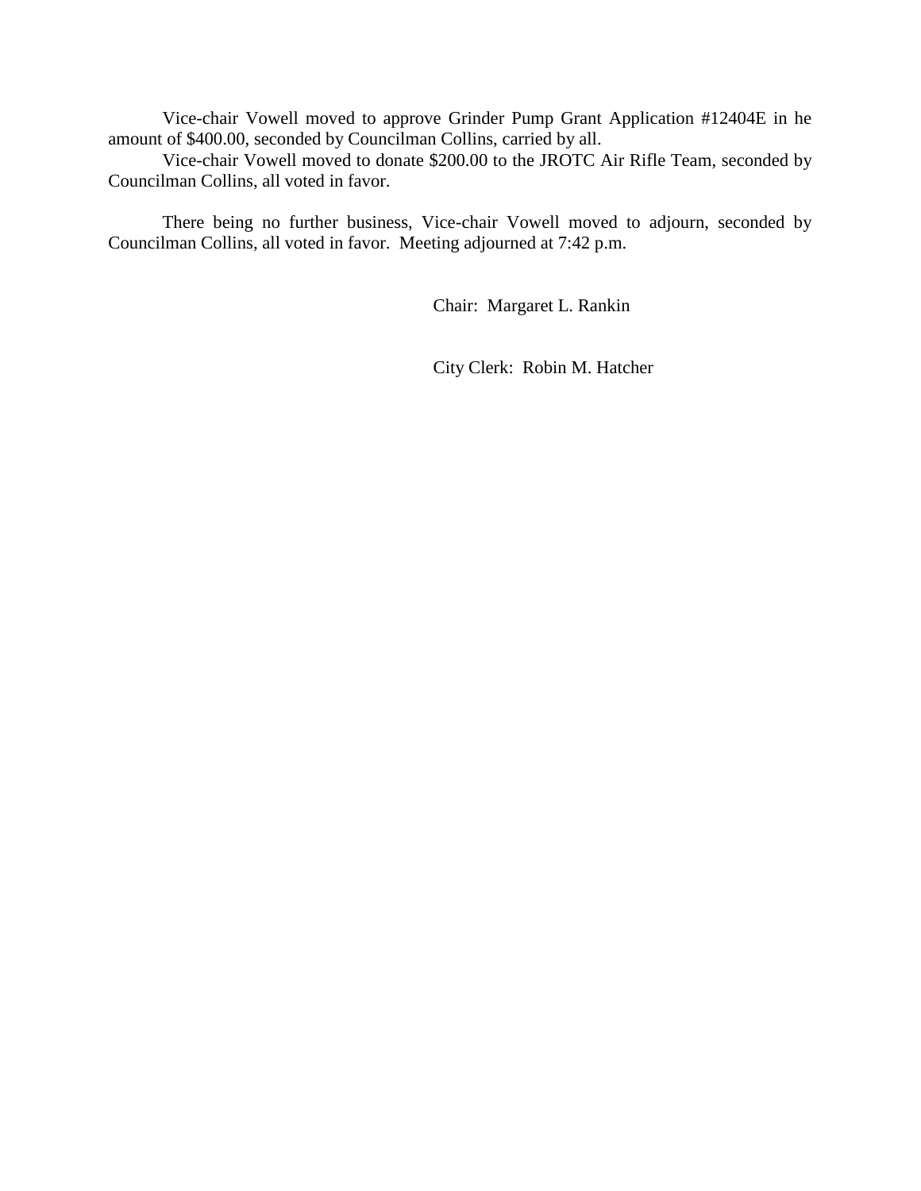Vice-chair Vowell moved to approve Grinder Pump Grant Application #12404E in he amount of $400.00, seconded by Councilman Collins, carried by all.

Vice-chair Vowell moved to donate $200.00 to the JROTC Air Rifle Team, seconded by Councilman Collins, all voted in favor.

There being no further business, Vice-chair Vowell moved to adjourn, seconded by Councilman Collins, all voted in favor. Meeting adjourned at 7:42 p.m.

Chair: Margaret L. Rankin

City Clerk: Robin M. Hatcher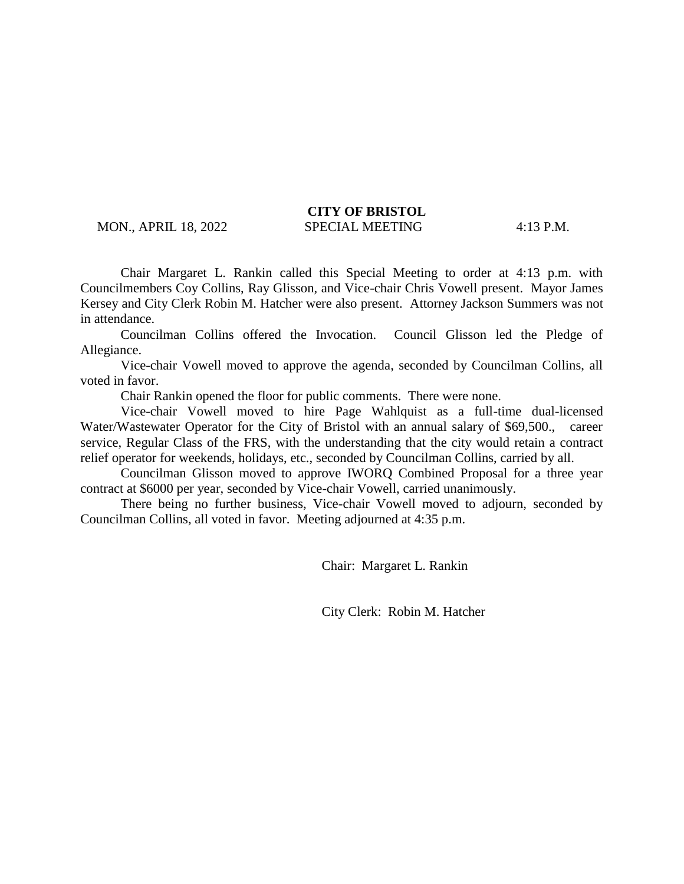**CITY OF BRISTOL**

MON., APRIL 18, 2022 SPECIAL MEETING 4:13 P.M.

Chair Margaret L. Rankin called this Special Meeting to order at 4:13 p.m. with Councilmembers Coy Collins, Ray Glisson, and Vice-chair Chris Vowell present. Mayor James Kersey and City Clerk Robin M. Hatcher were also present. Attorney Jackson Summers was not in attendance.

Councilman Collins offered the Invocation. Council Glisson led the Pledge of Allegiance.

Vice-chair Vowell moved to approve the agenda, seconded by Councilman Collins, all voted in favor.

Chair Rankin opened the floor for public comments. There were none.

Vice-chair Vowell moved to hire Page Wahlquist as a full-time dual-licensed Water/Wastewater Operator for the City of Bristol with an annual salary of $69,500., career service, Regular Class of the FRS, with the understanding that the city would retain a contract relief operator for weekends, holidays, etc., seconded by Councilman Collins, carried by all.

Councilman Glisson moved to approve IWORQ Combined Proposal for a three year contract at $6000 per year, seconded by Vice-chair Vowell, carried unanimously.

There being no further business, Vice-chair Vowell moved to adjourn, seconded by Councilman Collins, all voted in favor. Meeting adjourned at 4:35 p.m.

Chair: Margaret L. Rankin

City Clerk: Robin M. Hatcher